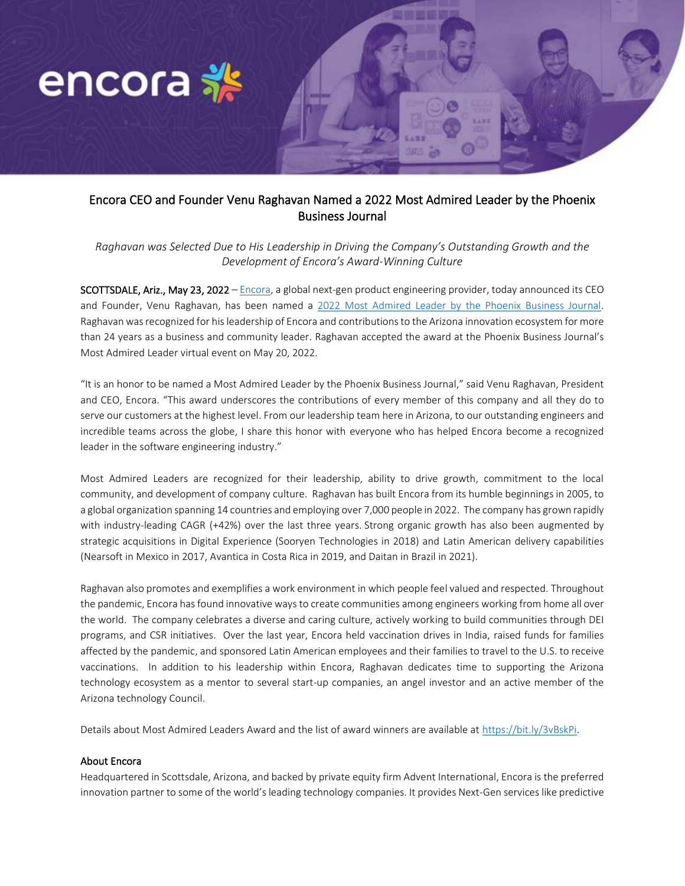# Encora CEO and Founder Venu Raghavan Named a 2022 Most Admired Leader by the Phoenix Business Journal

*Raghavan was Selected Due to His Leadership in Driving the Company's Outstanding Growth and the Development of Encora's Award-Winning Culture*

**SCOTTSDALE, Ariz., May 23, 2022** – [Encora](), a global next-gen product engineering provider, today announced its CEO and Founder, Venu Raghavan, has been named a [2022 Most Admired Leader by the Phoenix Business Journal](). Raghavan was recognized for his leadership of Encora and contributions to the Arizona innovation ecosystem for more than 24 years as a business and community leader. Raghavan accepted the award at the Phoenix Business Journal's Most Admired Leader virtual event on May 20, 2022.

"It is an honor to be named a Most Admired Leader by the Phoenix Business Journal," said Venu Raghavan, President and CEO, Encora. "This award underscores the contributions of every member of this company and all they do to serve our customers at the highest level. From our leadership team here in Arizona, to our outstanding engineers and incredible teams across the globe, I share this honor with everyone who has helped Encora become a recognized leader in the software engineering industry."

Most Admired Leaders are recognized for their leadership, ability to drive growth, commitment to the local community, and development of company culture. Raghavan has built Encora from its humble beginnings in 2005, to a global organization spanning 14 countries and employing over 7,000 people in 2022. The company has grown rapidly with industry-leading CAGR (+42%) over the last three years. Strong organic growth has also been augmented by strategic acquisitions in Digital Experience (Sooryen Technologies in 2018) and Latin American delivery capabilities (Nearsoft in Mexico in 2017, Avantica in Costa Rica in 2019, and Daitan in Brazil in 2021).

Raghavan also promotes and exemplifies a work environment in which people feel valued and respected. Throughout the pandemic, Encora has found innovative ways to create communities among engineers working from home all over the world. The company celebrates a diverse and caring culture, actively working to build communities through DEI programs, and CSR initiatives. Over the last year, Encora held vaccination drives in India, raised funds for families affected by the pandemic, and sponsored Latin American employees and their families to travel to the U.S. to receive vaccinations. In addition to his leadership within Encora, Raghavan dedicates time to supporting the Arizona technology ecosystem as a mentor to several start-up companies, an angel investor and an active member of the Arizona technology Council.

Details about Most Admired Leaders Award and the list of award winners are available at [https://bit.ly/3vBskPi](https://bit.ly/3vBskPi).

## About Encora

Headquartered in Scottsdale, Arizona, and backed by private equity firm Advent International, Encora is the preferred innovation partner to some of the world's leading technology companies. It provides Next-Gen services like predictive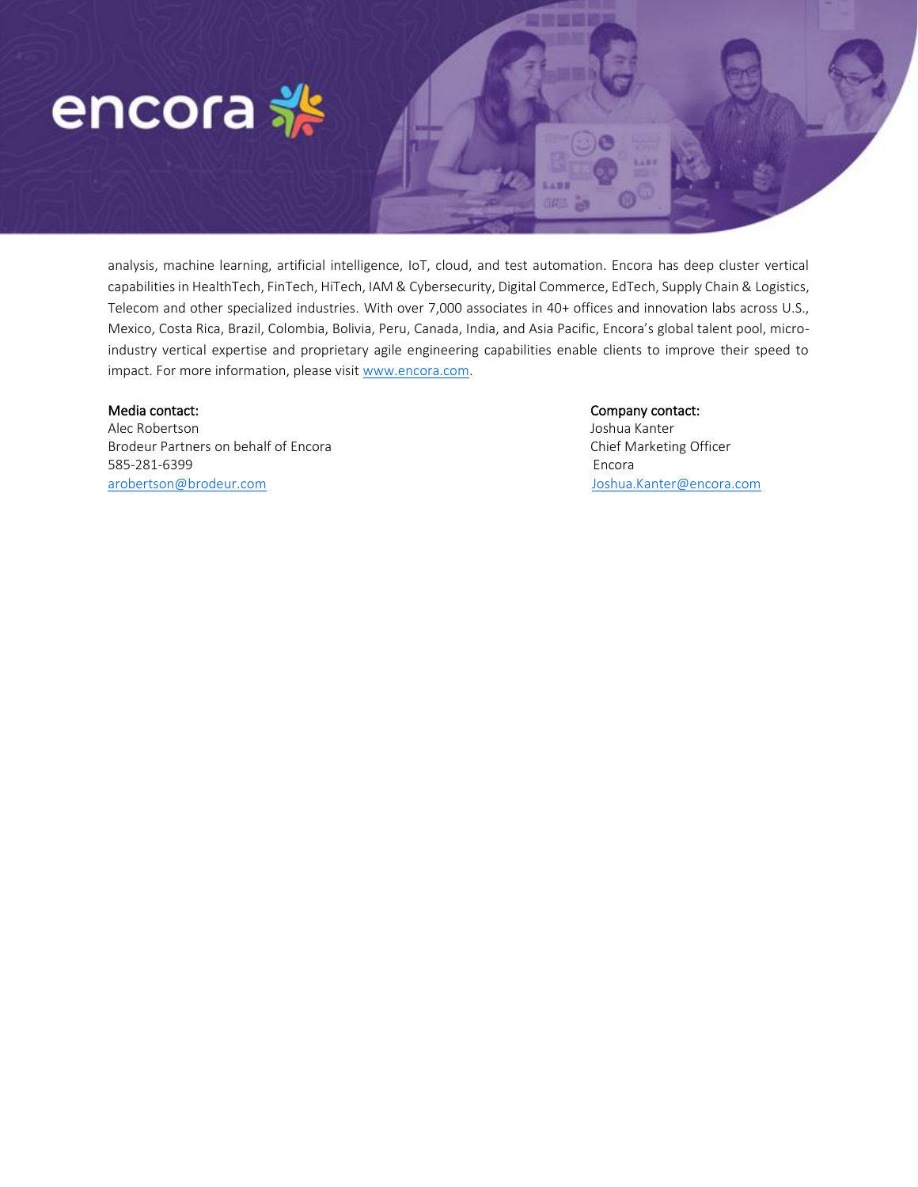analysis, machine learning, artificial intelligence, IoT, cloud, and test automation. Encora has deep cluster vertical capabilities in HealthTech, FinTech, HiTech, IAM & Cybersecurity, Digital Commerce, EdTech, Supply Chain & Logistics, Telecom and other specialized industries. With over 7,000 associates in 40+ offices and innovation labs across U.S., Mexico, Costa Rica, Brazil, Colombia, Bolivia, Peru, Canada, India, and Asia Pacific, Encora's global talent pool, micro-industry vertical expertise and proprietary agile engineering capabilities enable clients to improve their speed to impact. For more information, please visit www.encora.com.

Media contact:
Alec Robertson
Brodeur Partners on behalf of Encora
585-281-6399
arobertson@brodeur.com

Company contact:
Joshua Kanter
Chief Marketing Officer
Encora
Joshua.Kanter@encora.com